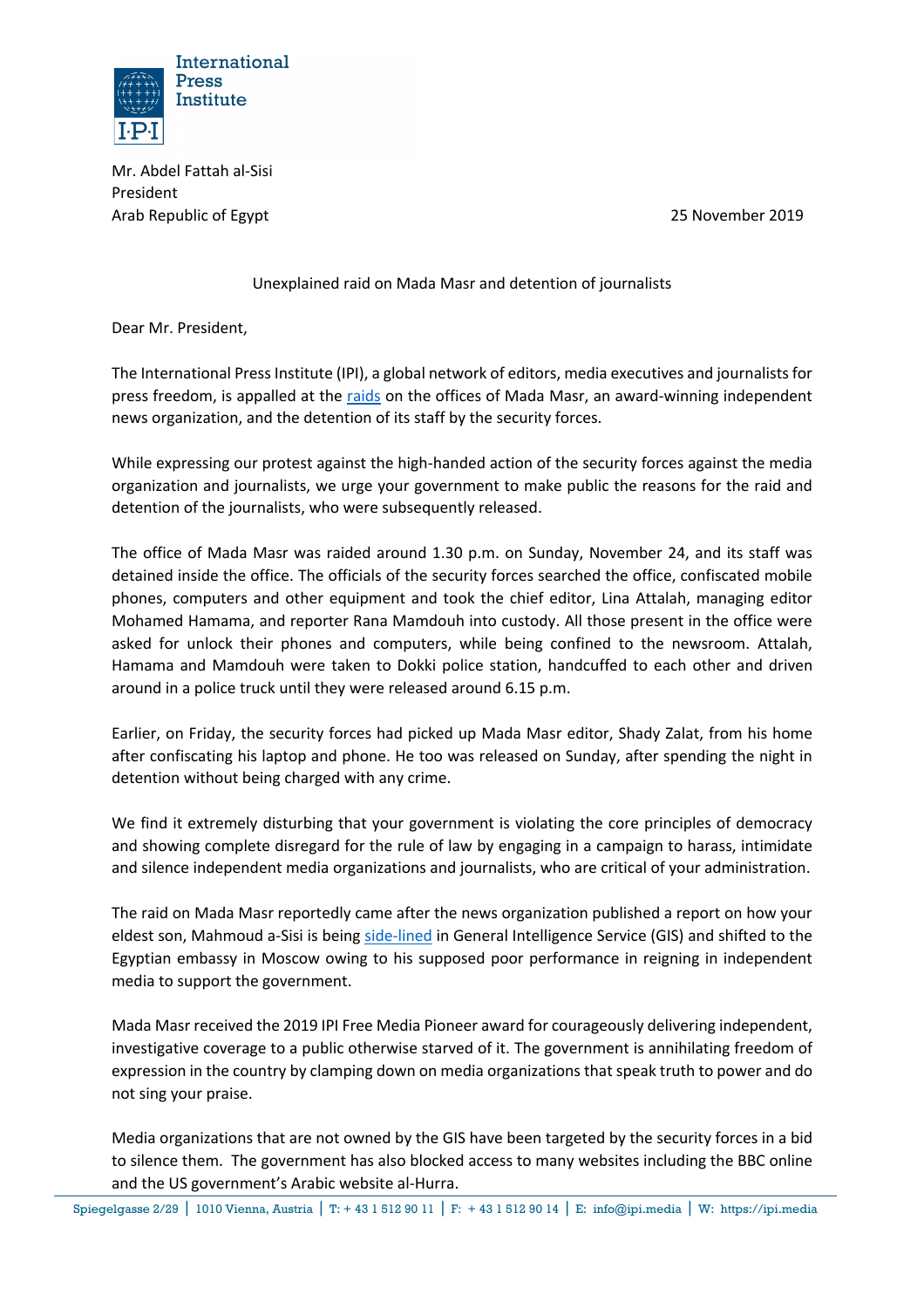International Press Institute

Mr. Abdel Fattah al-Sisi
President
Arab Republic of Egypt

25 November 2019

Unexplained raid on Mada Masr and detention of journalists

Dear Mr. President,

The International Press Institute (IPI), a global network of editors, media executives and journalists for press freedom, is appalled at the raids on the offices of Mada Masr, an award-winning independent news organization, and the detention of its staff by the security forces.

While expressing our protest against the high-handed action of the security forces against the media organization and journalists, we urge your government to make public the reasons for the raid and detention of the journalists, who were subsequently released.

The office of Mada Masr was raided around 1.30 p.m. on Sunday, November 24, and its staff was detained inside the office. The officials of the security forces searched the office, confiscated mobile phones, computers and other equipment and took the chief editor, Lina Attalah, managing editor Mohamed Hamama, and reporter Rana Mamdouh into custody. All those present in the office were asked for unlock their phones and computers, while being confined to the newsroom. Attalah, Hamama and Mamdouh were taken to Dokki police station, handcuffed to each other and driven around in a police truck until they were released around 6.15 p.m.

Earlier, on Friday, the security forces had picked up Mada Masr editor, Shady Zalat, from his home after confiscating his laptop and phone. He too was released on Sunday, after spending the night in detention without being charged with any crime.

We find it extremely disturbing that your government is violating the core principles of democracy and showing complete disregard for the rule of law by engaging in a campaign to harass, intimidate and silence independent media organizations and journalists, who are critical of your administration.

The raid on Mada Masr reportedly came after the news organization published a report on how your eldest son, Mahmoud a-Sisi is being side-lined in General Intelligence Service (GIS) and shifted to the Egyptian embassy in Moscow owing to his supposed poor performance in reigning in independent media to support the government.

Mada Masr received the 2019 IPI Free Media Pioneer award for courageously delivering independent, investigative coverage to a public otherwise starved of it. The government is annihilating freedom of expression in the country by clamping down on media organizations that speak truth to power and do not sing your praise.

Media organizations that are not owned by the GIS have been targeted by the security forces in a bid to silence them. The government has also blocked access to many websites including the BBC online and the US government's Arabic website al-Hurra.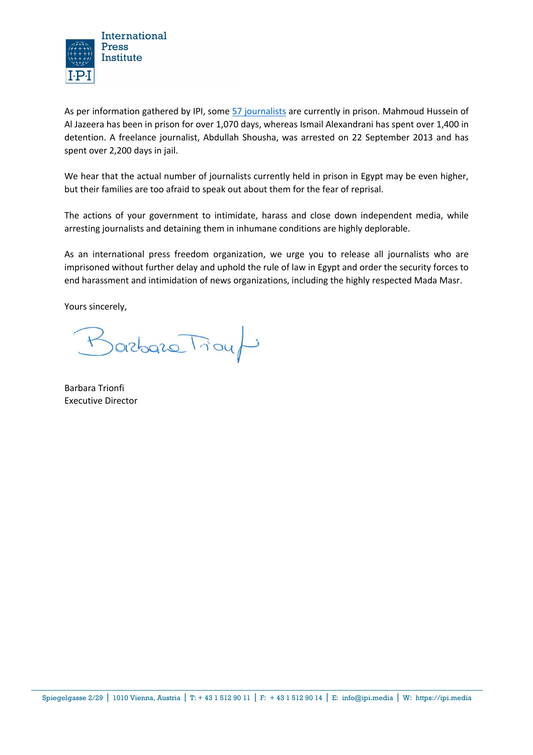As per information gathered by IPI, some [57 journalists](#) are currently in prison. Mahmoud Hussein of Al Jazeera has been in prison for over 1,070 days, whereas Ismail Alexandrani has spent over 1,400 in detention. A freelance journalist, Abdullah Shousha, was arrested on 22 September 2013 and has spent over 2,200 days in jail.

We hear that the actual number of journalists currently held in prison in Egypt may be even higher, but their families are too afraid to speak out about them for the fear of reprisal.

The actions of your government to intimidate, harass and close down independent media, while arresting journalists and detaining them in inhumane conditions are highly deplorable.

As an international press freedom organization, we urge you to release all journalists who are imprisoned without further delay and uphold the rule of law in Egypt and order the security forces to end harassment and intimidation of news organizations, including the highly respected Mada Masr.

Yours sincerely,

Barbara Trionfi
Executive Director